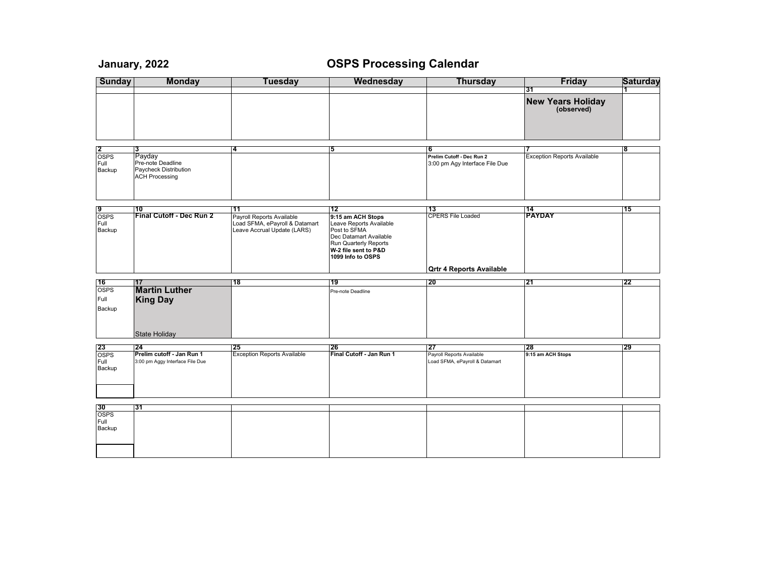# January, 2022

## OSPS Processing Calendar

| Sunday | Monday | Tuesday | Wednesday | Thursday | Friday | Saturday |
|---|---|---|---|---|---|---|
| | | | | | 31 | 1 |
| | | | | | **New Years Holiday** **(observed)** | |
| 2 | 3 | 4 | 5 | 6 | 7 | 8 |
| OSPS Full Backup | Payday<br>Pre-note Deadline<br>Paycheck Distribution<br>ACH Processing | | | **Prelim Cutoff - Dec Run 2**<br>3:00 pm Agy Interface File Due | Exception Reports Available | |
| 9 | 10 | 11 | 12 | 13 | 14 | 15 |
| OSPS Full Backup | **Final Cutoff - Dec Run 2** | Payroll Reports Available<br>Load SFMA, ePayroll & Datamart<br>Leave Accrual Update (LARS) | **9:15 am ACH Stops**<br>Leave Reports Available<br>Post to SFMA<br>Dec Datamart Available<br>Run Quarterly Reports<br>**W-2 file sent to P&D**<br>**1099 Info to OSPS** | CPERS File Loaded<br>**Qrtr 4 Reports Available** | **PAYDAY** | |
| 16 | 17 | 18 | 19 | 20 | 21 | 22 |
| OSPS Full Backup | **Martin Luther King Day**<br>State Holiday | | Pre-note Deadline | | | |
| 23 | 24 | 25 | 26 | 27 | 28 | 29 |
| OSPS Full Backup | **Prelim cutoff - Jan Run 1**<br>3:00 pm Aggy Interface File Due | Exception Reports Available | **Final Cutoff - Jan Run 1** | Payroll Reports Available<br>Load SFMA, ePayroll & Datamart | **9:15 am ACH Stops** | |
| 30 | 31 | | | | | |
| OSPS Full Backup | | | | | | |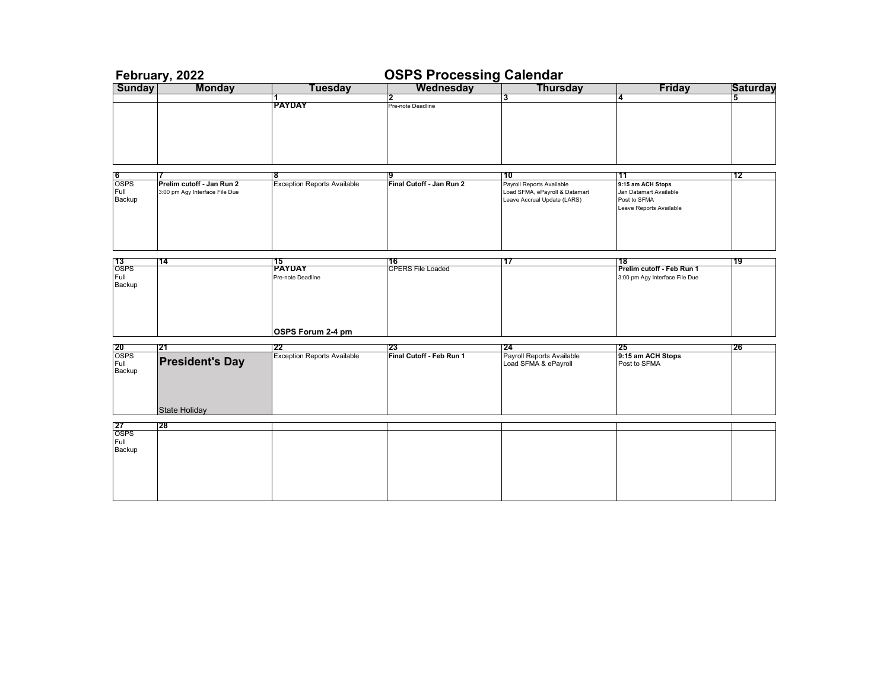# February, 2022 — OSPS Processing Calendar

| Sunday | Monday | Tuesday | Wednesday | Thursday | Friday | Saturday |
|---|---|---|---|---|---|---|
| | | **1** **PAYDAY** | **2** Pre-note Deadline | **3** | **4** | **5** |
| **6** OSPS Full Backup | **7** **Prelim cutoff - Jan Run 2** 3:00 pm Agy Interface File Due | **8** Exception Reports Available | **9** **Final Cutoff - Jan Run 2** | **10** Payroll Reports Available Load SFMA, ePayroll & Datamart Leave Accrual Update (LARS) | **11** **9:15 am ACH Stops** Jan Datamart Available Post to SFMA Leave Reports Available | **12** |
| **13** OSPS Full Backup | **14** | **15** **PAYDAY** Pre-note Deadline **OSPS Forum 2-4 pm** | **16** CPERS File Loaded | **17** | **18** **Prelim cutoff - Feb Run 1** 3:00 pm Agy Interface File Due | **19** |
| **20** OSPS Full Backup | **21** **President's Day** State Holiday | **22** Exception Reports Available | **23** **Final Cutoff - Feb Run 1** | **24** Payroll Reports Available Load SFMA & ePayroll | **25** **9:15 am ACH Stops** Post to SFMA | **26** |
| **27** OSPS Full Backup | **28** | | | | | |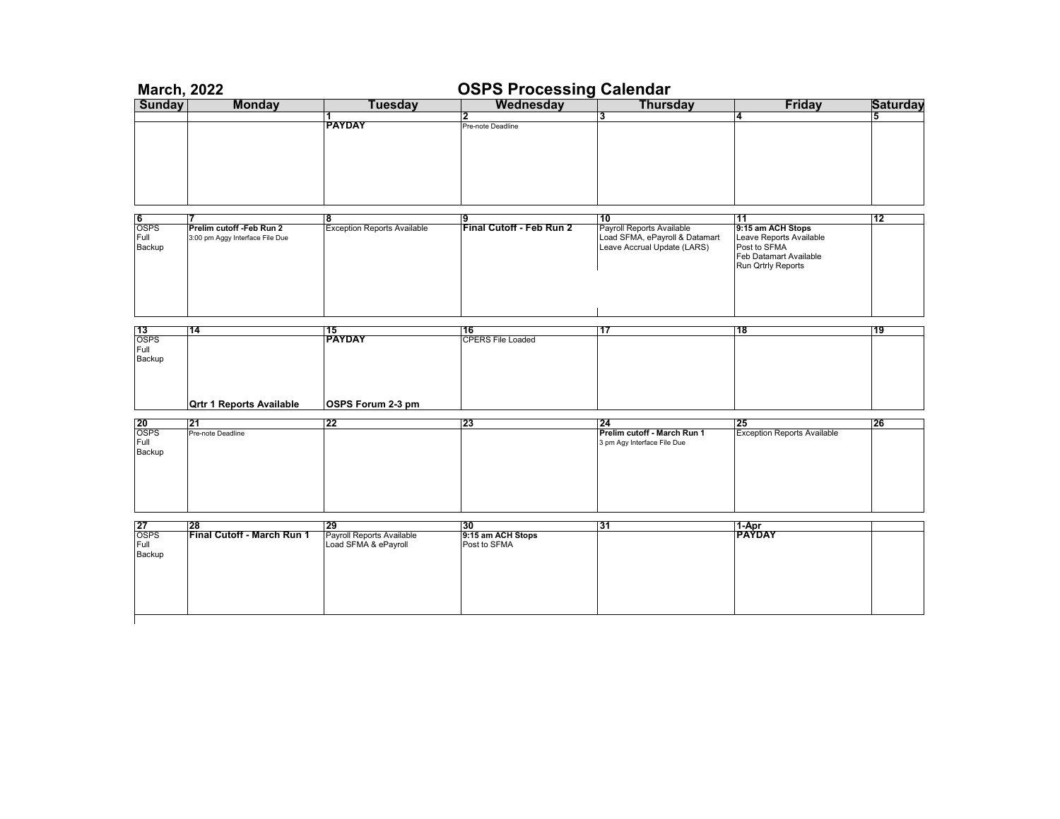# March, 2022 — OSPS Processing Calendar

| Sunday | Monday | Tuesday | Wednesday | Thursday | Friday | Saturday |
|---|---|---|---|---|---|---|
| | | **1**<br>**PAYDAY** | **2**<br>Pre-note Deadline | **3** | **4** | **5** |
| **6**<br>OSPS Full Backup | **7**<br>**Prelim cutoff -Feb Run 2**<br>3:00 pm Aggy Interface File Due | **8**<br>Exception Reports Available | **9**<br>**Final Cutoff - Feb Run 2** | **10**<br>Payroll Reports Available<br>Load SFMA, ePayroll & Datamart<br>Leave Accrual Update (LARS) | **11**<br>**9:15 am ACH Stops**<br>Leave Reports Available<br>Post to SFMA<br>Feb Datamart Available<br>Run Qrtrly Reports | **12** |
| **13**<br>OSPS Full Backup | **14**<br>**Qrtr 1 Reports Available** | **15**<br>**PAYDAY**<br>**OSPS Forum 2-3 pm** | **16**<br>CPERS File Loaded | **17** | **18** | **19** |
| **20**<br>OSPS Full Backup | **21**<br>Pre-note Deadline | **22** | **23** | **24**<br>**Prelim cutoff - March Run 1**<br>3 pm Agy Interface File Due | **25**<br>Exception Reports Available | **26** |
| **27**<br>OSPS Full Backup | **28**<br>**Final Cutoff - March Run 1** | **29**<br>Payroll Reports Available<br>Load SFMA & ePayroll | **30**<br>**9:15 am ACH Stops**<br>Post to SFMA | **31** | **1-Apr**<br>**PAYDAY** | |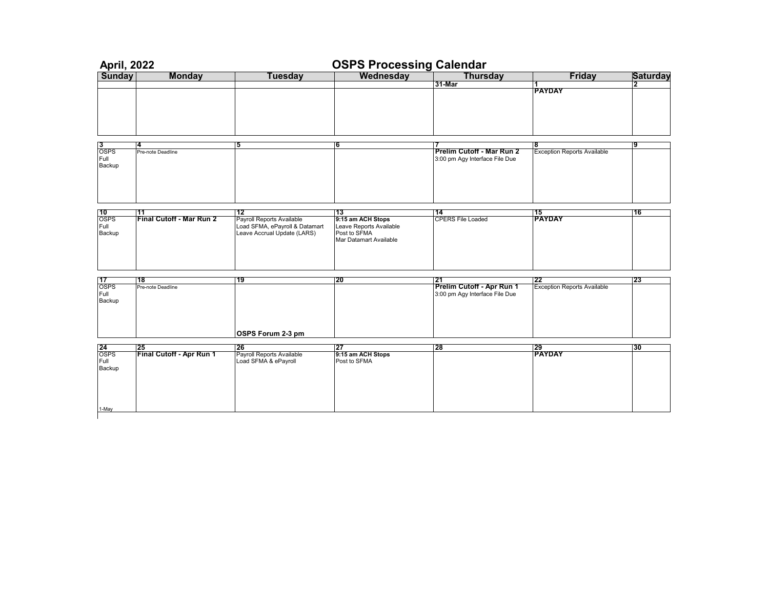## April, 2022 — OSPS Processing Calendar

| Sunday | Monday | Tuesday | Wednesday | Thursday | Friday | Saturday |
|---|---|---|---|---|---|---|
| | | | | **31-Mar** | **1** **PAYDAY** | **2** |
| **3** OSPS Full Backup | **4** Pre-note Deadline | **5** | **6** | **7** **Prelim Cutoff - Mar Run 2** 3:00 pm Agy Interface File Due | **8** Exception Reports Available | **9** |
| **10** OSPS Full Backup | **11** **Final Cutoff - Mar Run 2** | **12** Payroll Reports Available Load SFMA, ePayroll & Datamart Leave Accrual Update (LARS) | **13** **9:15 am ACH Stops** Leave Reports Available Post to SFMA Mar Datamart Available | **14** CPERS File Loaded | **15** **PAYDAY** | **16** |
| **17** OSPS Full Backup | **18** Pre-note Deadline | **19** **OSPS Forum 2-3 pm** | **20** | **21** **Prelim Cutoff - Apr Run 1** 3:00 pm Agy Interface File Due | **22** Exception Reports Available | **23** |
| **24** OSPS Full Backup 1-May | **25** **Final Cutoff - Apr Run 1** | **26** Payroll Reports Available Load SFMA & ePayroll | **27** **9:15 am ACH Stops** Post to SFMA | **28** | **29** **PAYDAY** | **30** |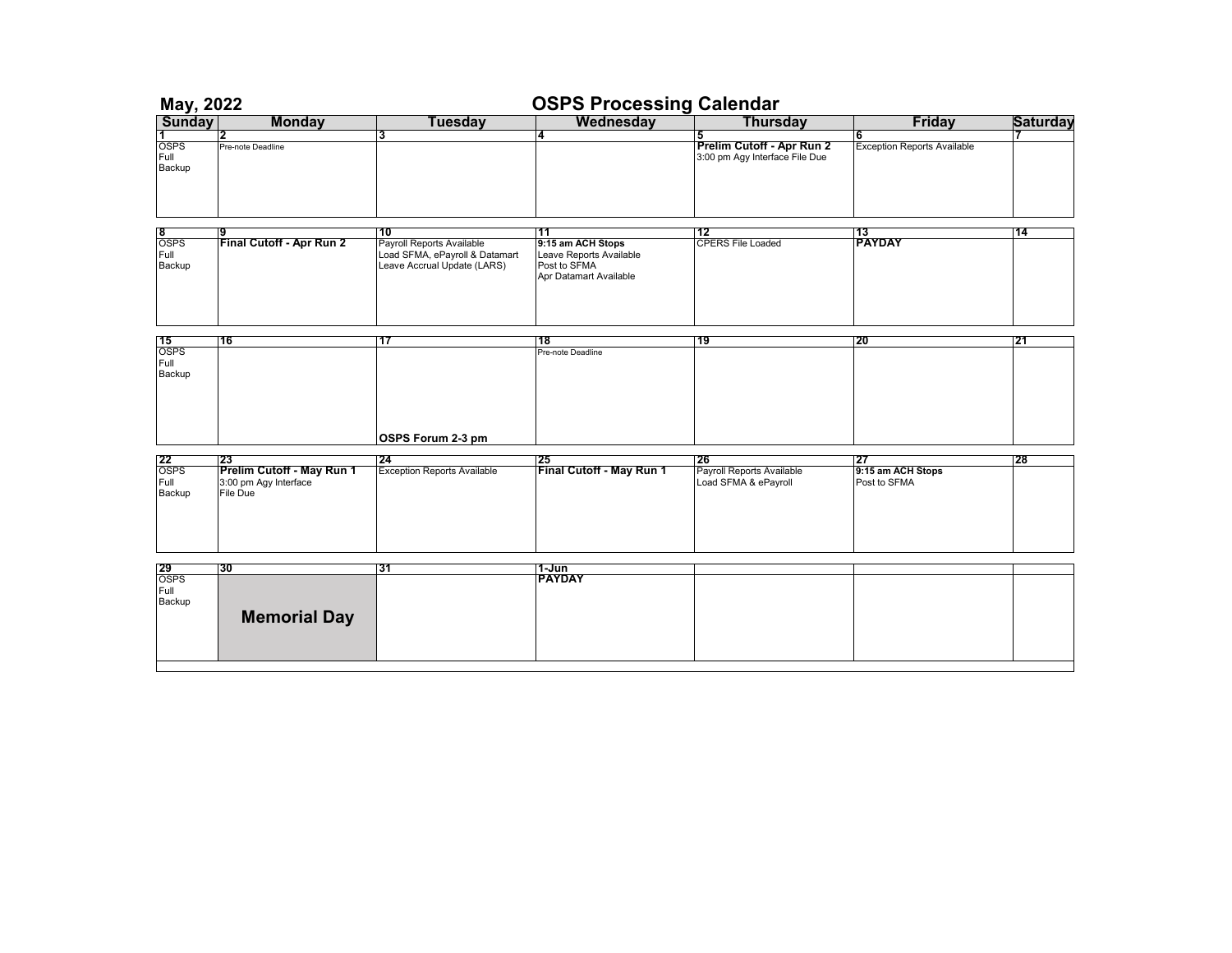**May, 2022** — **OSPS Processing Calendar**

| Sunday | Monday | Tuesday | Wednesday | Thursday | Friday | Saturday |
|---|---|---|---|---|---|---|
| **1**<br>OSPS Full Backup | **2**<br>Pre-note Deadline | **3** | **4** | **5**<br>**Prelim Cutoff - Apr Run 2**<br>3:00 pm Agy Interface File Due | **6**<br>Exception Reports Available | **7** |
| **8**<br>OSPS Full Backup | **9**<br>**Final Cutoff - Apr Run 2** | **10**<br>Payroll Reports Available<br>Load SFMA, ePayroll & Datamart<br>Leave Accrual Update (LARS) | **11**<br>**9:15 am ACH Stops**<br>Leave Reports Available<br>Post to SFMA<br>Apr Datamart Available | **12**<br>CPERS File Loaded | **13**<br>**PAYDAY** | **14** |
| **15**<br>OSPS Full Backup | **16** | **17**<br>**OSPS Forum 2-3 pm** | **18**<br>Pre-note Deadline | **19** | **20** | **21** |
| **22**<br>OSPS Full Backup | **23**<br>**Prelim Cutoff - May Run 1**<br>3:00 pm Agy Interface File Due | **24**<br>Exception Reports Available | **25**<br>**Final Cutoff - May Run 1** | **26**<br>Payroll Reports Available<br>Load SFMA & ePayroll | **27**<br>**9:15 am ACH Stops**<br>Post to SFMA | **28** |
| **29**<br>OSPS Full Backup | **30**<br>**Memorial Day** | **31** | **1-Jun**<br>**PAYDAY** | | | |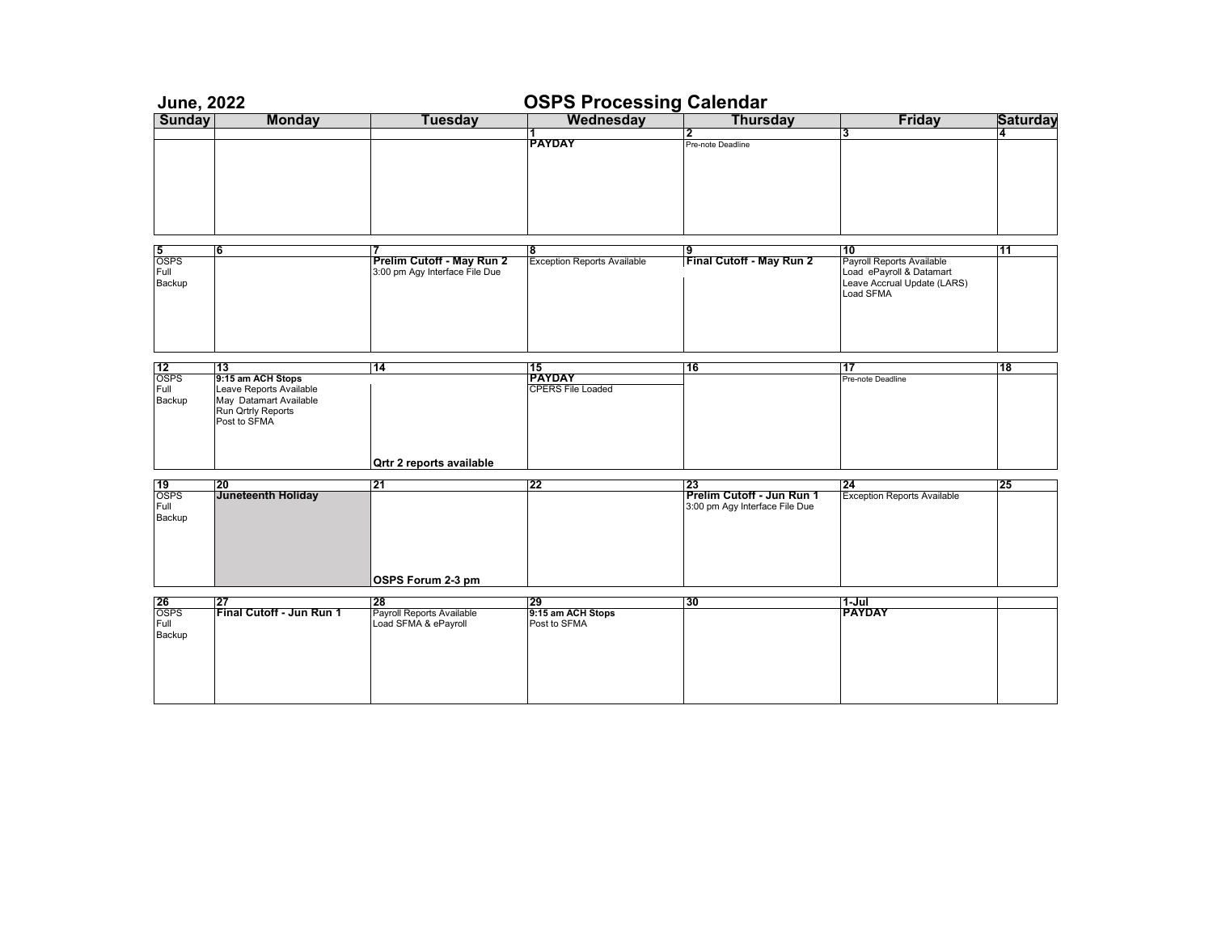# June, 2022 — OSPS Processing Calendar

| Sunday | Monday | Tuesday | Wednesday | Thursday | Friday | Saturday |
|---|---|---|---|---|---|---|
| | | | 1<br>**PAYDAY** | 2<br>Pre-note Deadline | 3 | 4 |
| 5<br>OSPS Full Backup | 6 | 7<br>**Prelim Cutoff - May Run 2**<br>3:00 pm Agy Interface File Due | 8<br>Exception Reports Available | 9<br>**Final Cutoff - May Run 2** | 10<br>Payroll Reports Available<br>Load ePayroll & Datamart<br>Leave Accrual Update (LARS)<br>Load SFMA | 11 |
| 12<br>OSPS Full Backup | 13<br>**9:15 am ACH Stops**<br>Leave Reports Available<br>May Datamart Available<br>Run Qrtrly Reports<br>Post to SFMA | 14<br>**Qrtr 2 reports available** | 15<br>**PAYDAY**<br>CPERS File Loaded | 16 | 17<br>Pre-note Deadline | 18 |
| 19<br>OSPS Full Backup | 20<br>**Juneteenth Holiday** | 21<br>**OSPS Forum 2-3 pm** | 22 | 23<br>**Prelim Cutoff - Jun Run 1**<br>3:00 pm Agy Interface File Due | 24<br>Exception Reports Available | 25 |
| 26<br>OSPS Full Backup | 27<br>**Final Cutoff - Jun Run 1** | 28<br>Payroll Reports Available<br>Load SFMA & ePayroll | 29<br>**9:15 am ACH Stops**<br>Post to SFMA | 30 | 1-Jul<br>**PAYDAY** | |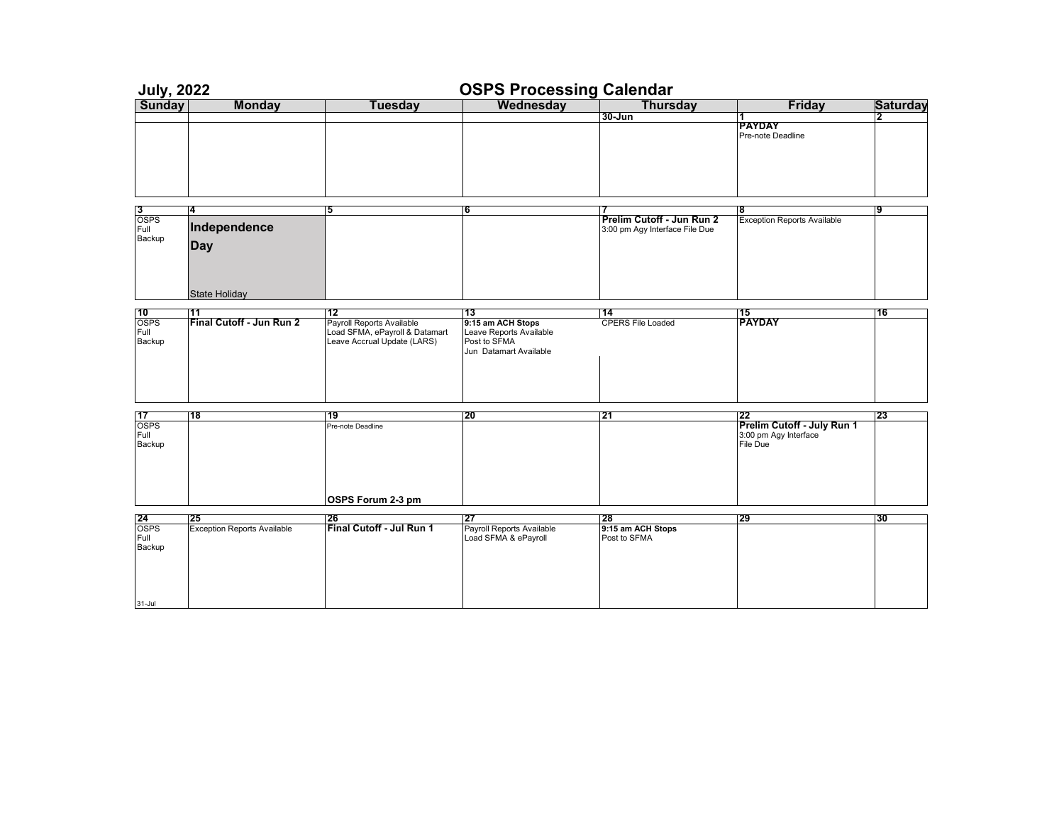# July, 2022 — OSPS Processing Calendar

| Sunday | Monday | Tuesday | Wednesday | Thursday | Friday | Saturday |
|---|---|---|---|---|---|---|
| | | | | **30-Jun** | **1**<br>**PAYDAY**<br>Pre-note Deadline | **2** |
| **3**<br>OSPS Full Backup | **4**<br>**Independence Day**<br>State Holiday | **5** | **6** | **7**<br>**Prelim Cutoff - Jun Run 2**<br>3:00 pm Agy Interface File Due | **8**<br>Exception Reports Available | **9** |
| **10**<br>OSPS Full Backup | **11**<br>**Final Cutoff - Jun Run 2** | **12**<br>Payroll Reports Available<br>Load SFMA, ePayroll & Datamart<br>Leave Accrual Update (LARS) | **13**<br>**9:15 am ACH Stops**<br>Leave Reports Available<br>Post to SFMA<br>Jun Datamart Available | **14**<br>CPERS File Loaded | **15**<br>**PAYDAY** | **16** |
| **17**<br>OSPS Full Backup | **18** | **19**<br>Pre-note Deadline<br>**OSPS Forum 2-3 pm** | **20** | **21** | **22**<br>**Prelim Cutoff - July Run 1**<br>3:00 pm Agy Interface File Due | **23** |
| **24**<br>OSPS Full Backup<br>31-Jul | **25**<br>Exception Reports Available | **26**<br>**Final Cutoff - Jul Run 1** | **27**<br>Payroll Reports Available<br>Load SFMA & ePayroll | **28**<br>**9:15 am ACH Stops**<br>Post to SFMA | **29** | **30** |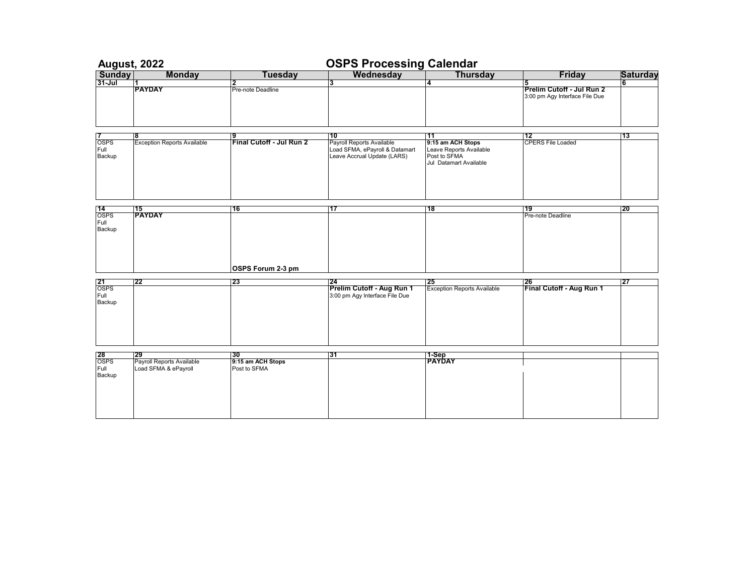## August, 2022

# OSPS Processing Calendar

| Sunday | Monday | Tuesday | Wednesday | Thursday | Friday | Saturday |
|---|---|---|---|---|---|---|
| **31-Jul** | **1**<br>**PAYDAY** | **2**<br>Pre-note Deadline | **3** | **4** | **5**<br>**Prelim Cutoff - Jul Run 2**<br>3:00 pm Agy Interface File Due | **6** |
| **7**<br>OSPS Full Backup | **8**<br>Exception Reports Available | **9**<br>**Final Cutoff - Jul Run 2** | **10**<br>Payroll Reports Available<br>Load SFMA, ePayroll & Datamart<br>Leave Accrual Update (LARS) | **11**<br>**9:15 am ACH Stops**<br>Leave Reports Available<br>Post to SFMA<br>Jul Datamart Available | **12**<br>CPERS File Loaded | **13** |
| **14**<br>OSPS Full Backup | **15**<br>**PAYDAY** | **16**<br>**OSPS Forum 2-3 pm** | **17** | **18** | **19**<br>Pre-note Deadline | **20** |
| **21**<br>OSPS Full Backup | **22** | **23** | **24**<br>**Prelim Cutoff - Aug Run 1**<br>3:00 pm Agy Interface File Due | **25**<br>Exception Reports Available | **26**<br>**Final Cutoff - Aug Run 1** | **27** |
| **28**<br>OSPS Full Backup | **29**<br>Payroll Reports Available<br>Load SFMA & ePayroll | **30**<br>**9:15 am ACH Stops**<br>Post to SFMA | **31** | **1-Sep**<br>**PAYDAY** | | |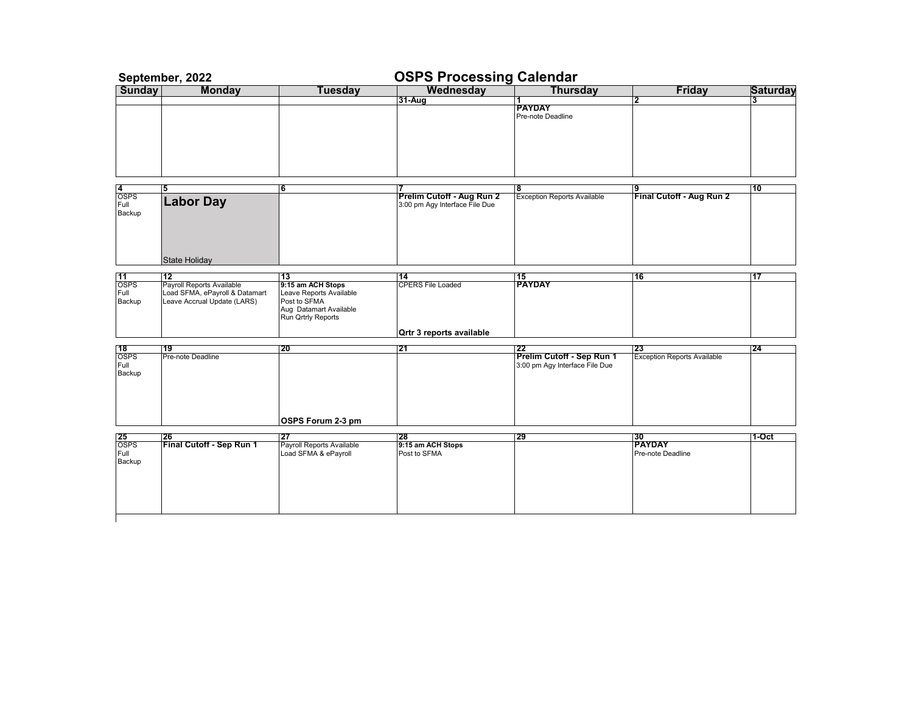## September, 2022

# OSPS Processing Calendar

| Sunday | Monday | Tuesday | Wednesday | Thursday | Friday | Saturday |
|---|---|---|---|---|---|---|
| | | | **31-Aug** | **1**<br>**PAYDAY**<br>Pre-note Deadline | **2** | **3** |
| **4**<br>OSPS Full Backup | **5**<br>**Labor Day**<br>State Holiday | **6** | **7**<br>**Prelim Cutoff - Aug Run 2**<br>3:00 pm Agy Interface File Due | **8**<br>Exception Reports Available | **9**<br>**Final Cutoff - Aug Run 2** | **10** |
| **11**<br>OSPS Full Backup | **12**<br>Payroll Reports Available<br>Load SFMA, ePayroll & Datamart<br>Leave Accrual Update (LARS) | **13**<br>**9:15 am ACH Stops**<br>Leave Reports Available<br>Post to SFMA<br>Aug Datamart Available<br>Run Qrtrly Reports | **14**<br>CPERS File Loaded<br>**Qrtr 3 reports available** | **15**<br>**PAYDAY** | **16** | **17** |
| **18**<br>OSPS Full Backup | **19**<br>Pre-note Deadline | **20**<br>**OSPS Forum 2-3 pm** | **21** | **22**<br>**Prelim Cutoff - Sep Run 1**<br>3:00 pm Agy Interface File Due | **23**<br>Exception Reports Available | **24** |
| **25**<br>OSPS Full Backup | **26**<br>**Final Cutoff - Sep Run 1** | **27**<br>Payroll Reports Available<br>Load SFMA & ePayroll | **28**<br>**9:15 am ACH Stops**<br>Post to SFMA | **29** | **30**<br>**PAYDAY**<br>Pre-note Deadline | **1-Oct** |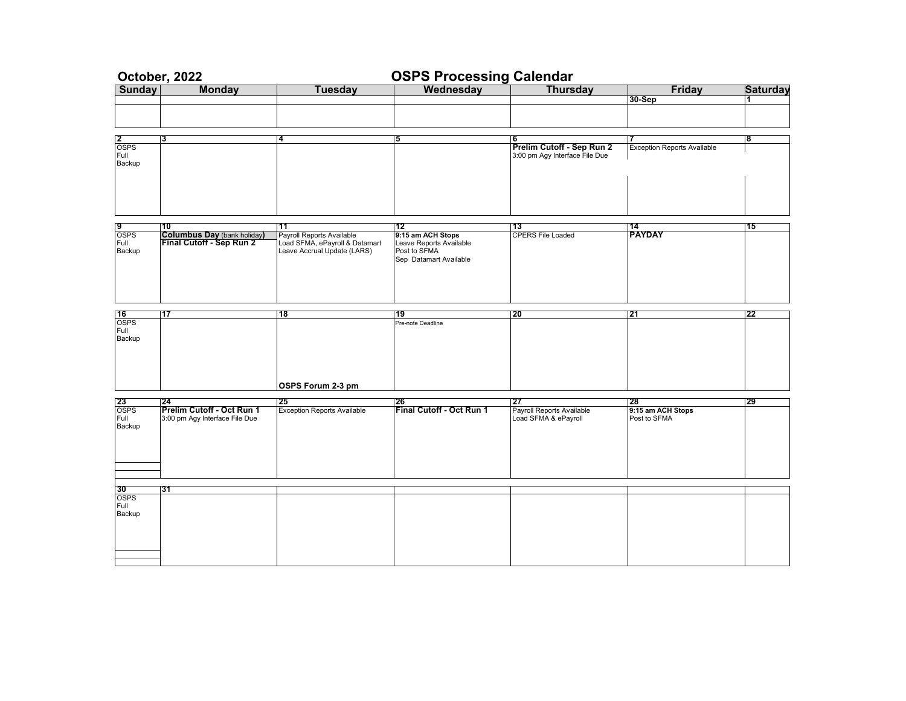# October, 2022 — OSPS Processing Calendar

| Sunday | Monday | Tuesday | Wednesday | Thursday | Friday | Saturday |
|---|---|---|---|---|---|---|
| | | | | | **30-Sep** | **1** |
| **2** OSPS Full Backup | **3** | **4** | **5** | **6** **Prelim Cutoff - Sep Run 2** 3:00 pm Agy Interface File Due | **7** Exception Reports Available | **8** |
| **9** OSPS Full Backup | **10** **Columbus Day** (bank holiday) **Final Cutoff - Sep Run 2** | **11** Payroll Reports Available Load SFMA, ePayroll & Datamart Leave Accrual Update (LARS) | **12** **9:15 am ACH Stops** Leave Reports Available Post to SFMA Sep Datamart Available | **13** CPERS File Loaded | **14** **PAYDAY** | **15** |
| **16** OSPS Full Backup | **17** | **18** **OSPS Forum 2-3 pm** | **19** Pre-note Deadline | **20** | **21** | **22** |
| **23** OSPS Full Backup | **24** **Prelim Cutoff - Oct Run 1** 3:00 pm Agy Interface File Due | **25** Exception Reports Available | **26** **Final Cutoff - Oct Run 1** | **27** Payroll Reports Available Load SFMA & ePayroll | **28** **9:15 am ACH Stops** Post to SFMA | **29** |
| **30** OSPS Full Backup | **31** | | | | | |